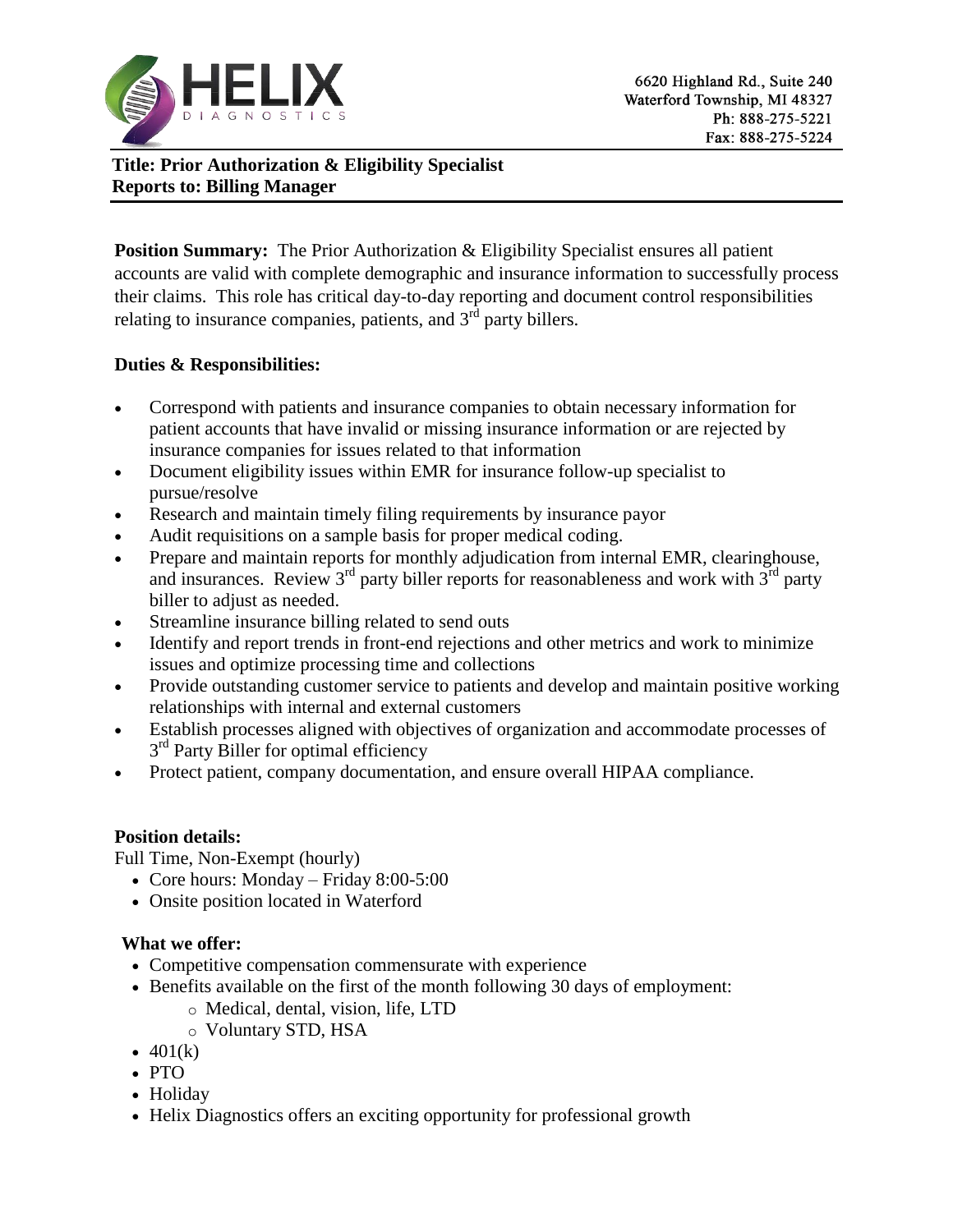HELIX DIAGNOSTICS

6620 Highland Rd., Suite 240
Waterford Township, MI 48327
Ph: 888-275-5221
Fax: 888-275-5224

**Title: Prior Authorization & Eligibility Specialist**
**Reports to: Billing Manager**

**Position Summary:** The Prior Authorization & Eligibility Specialist ensures all patient accounts are valid with complete demographic and insurance information to successfully process their claims. This role has critical day-to-day reporting and document control responsibilities relating to insurance companies, patients, and 3rd party billers.

**Duties & Responsibilities:**

- Correspond with patients and insurance companies to obtain necessary information for patient accounts that have invalid or missing insurance information or are rejected by insurance companies for issues related to that information
- Document eligibility issues within EMR for insurance follow-up specialist to pursue/resolve
- Research and maintain timely filing requirements by insurance payor
- Audit requisitions on a sample basis for proper medical coding.
- Prepare and maintain reports for monthly adjudication from internal EMR, clearinghouse, and insurances. Review 3rd party biller reports for reasonableness and work with 3rd party biller to adjust as needed.
- Streamline insurance billing related to send outs
- Identify and report trends in front-end rejections and other metrics and work to minimize issues and optimize processing time and collections
- Provide outstanding customer service to patients and develop and maintain positive working relationships with internal and external customers
- Establish processes aligned with objectives of organization and accommodate processes of 3rd Party Biller for optimal efficiency
- Protect patient, company documentation, and ensure overall HIPAA compliance.

**Position details:**

Full Time, Non-Exempt (hourly)

- Core hours: Monday – Friday 8:00-5:00
- Onsite position located in Waterford

**What we offer:**

- Competitive compensation commensurate with experience
- Benefits available on the first of the month following 30 days of employment:
  - Medical, dental, vision, life, LTD
  - Voluntary STD, HSA
- 401(k)
- PTO
- Holiday
- Helix Diagnostics offers an exciting opportunity for professional growth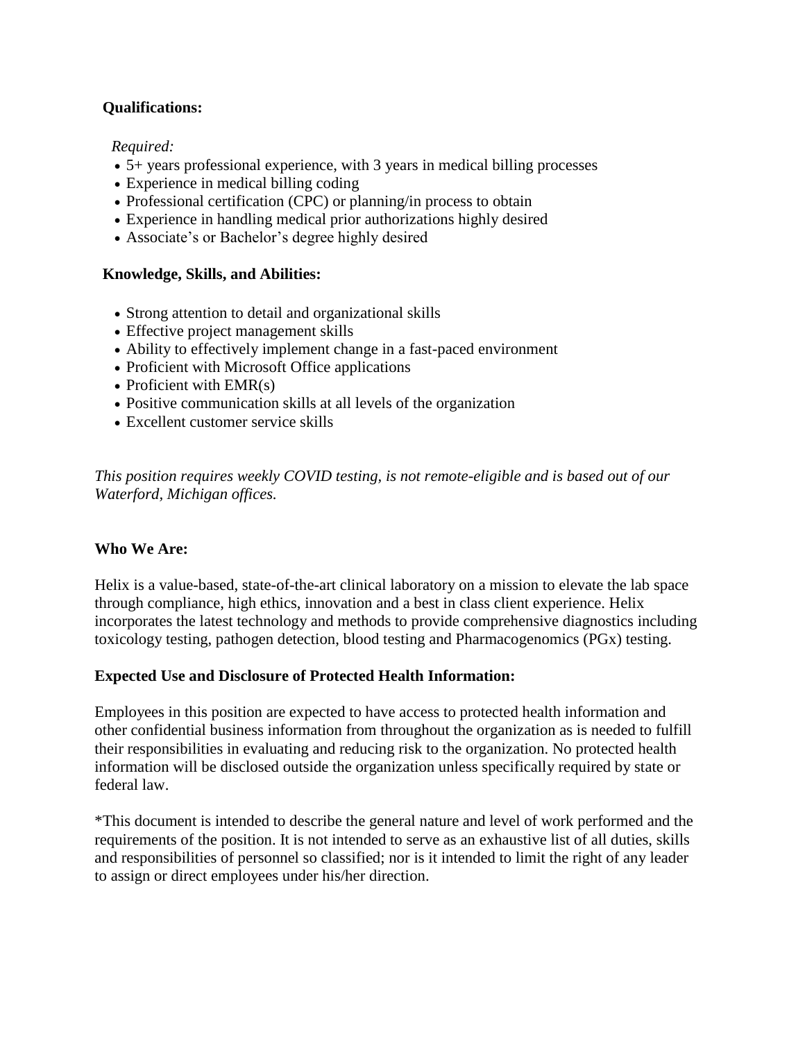**Qualifications:**

*Required:*

- 5+ years professional experience, with 3 years in medical billing processes
- Experience in medical billing coding
- Professional certification (CPC) or planning/in process to obtain
- Experience in handling medical prior authorizations highly desired
- Associate's or Bachelor's degree highly desired

**Knowledge, Skills, and Abilities:**

- Strong attention to detail and organizational skills
- Effective project management skills
- Ability to effectively implement change in a fast-paced environment
- Proficient with Microsoft Office applications
- Proficient with EMR(s)
- Positive communication skills at all levels of the organization
- Excellent customer service skills

*This position requires weekly COVID testing, is not remote-eligible and is based out of our Waterford, Michigan offices.*

**Who We Are:**

Helix is a value-based, state-of-the-art clinical laboratory on a mission to elevate the lab space through compliance, high ethics, innovation and a best in class client experience. Helix incorporates the latest technology and methods to provide comprehensive diagnostics including toxicology testing, pathogen detection, blood testing and Pharmacogenomics (PGx) testing.

**Expected Use and Disclosure of Protected Health Information:**

Employees in this position are expected to have access to protected health information and other confidential business information from throughout the organization as is needed to fulfill their responsibilities in evaluating and reducing risk to the organization. No protected health information will be disclosed outside the organization unless specifically required by state or federal law.

*This document is intended to describe the general nature and level of work performed and the requirements of the position. It is not intended to serve as an exhaustive list of all duties, skills and responsibilities of personnel so classified; nor is it intended to limit the right of any leader to assign or direct employees under his/her direction.